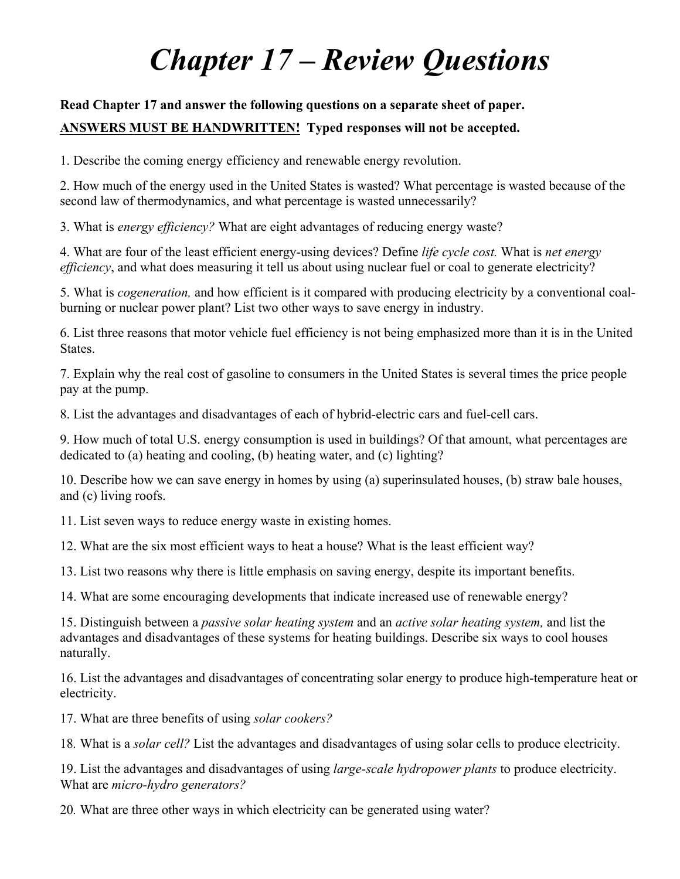# *Chapter 17 – Review Questions*

**Read Chapter 17 and answer the following questions on a separate sheet of paper.**

**<u>ANSWERS MUST BE HANDWRITTEN!</u> Typed responses will not be accepted.**

1. Describe the coming energy efficiency and renewable energy revolution.

2. How much of the energy used in the United States is wasted? What percentage is wasted because of the second law of thermodynamics, and what percentage is wasted unnecessarily?

3. What is *energy efficiency?* What are eight advantages of reducing energy waste?

4. What are four of the least efficient energy-using devices? Define *life cycle cost.* What is *net energy efficiency*, and what does measuring it tell us about using nuclear fuel or coal to generate electricity?

5. What is *cogeneration,* and how efficient is it compared with producing electricity by a conventional coal-burning or nuclear power plant? List two other ways to save energy in industry.

6. List three reasons that motor vehicle fuel efficiency is not being emphasized more than it is in the United States.

7. Explain why the real cost of gasoline to consumers in the United States is several times the price people pay at the pump.

8. List the advantages and disadvantages of each of hybrid-electric cars and fuel-cell cars.

9. How much of total U.S. energy consumption is used in buildings? Of that amount, what percentages are dedicated to (a) heating and cooling, (b) heating water, and (c) lighting?

10. Describe how we can save energy in homes by using (a) superinsulated houses, (b) straw bale houses, and (c) living roofs.

11. List seven ways to reduce energy waste in existing homes.

12. What are the six most efficient ways to heat a house? What is the least efficient way?

13. List two reasons why there is little emphasis on saving energy, despite its important benefits.

14. What are some encouraging developments that indicate increased use of renewable energy?

15. Distinguish between a *passive solar heating system* and an *active solar heating system,* and list the advantages and disadvantages of these systems for heating buildings. Describe six ways to cool houses naturally.

16. List the advantages and disadvantages of concentrating solar energy to produce high-temperature heat or electricity.

17. What are three benefits of using *solar cookers?*

18. What is a *solar cell?* List the advantages and disadvantages of using solar cells to produce electricity.

19. List the advantages and disadvantages of using *large-scale hydropower plants* to produce electricity. What are *micro-hydro generators?*

20. What are three other ways in which electricity can be generated using water?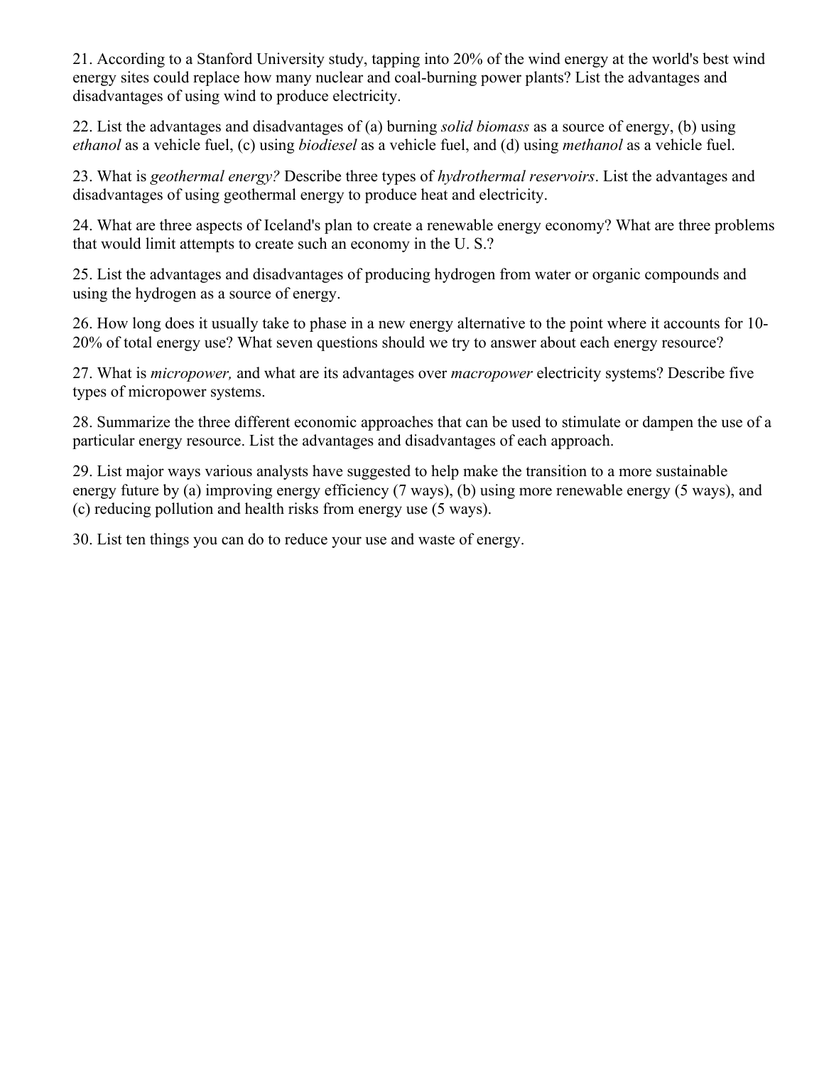21. According to a Stanford University study, tapping into 20% of the wind energy at the world's best wind energy sites could replace how many nuclear and coal-burning power plants? List the advantages and disadvantages of using wind to produce electricity.

22. List the advantages and disadvantages of (a) burning *solid biomass* as a source of energy, (b) using *ethanol* as a vehicle fuel, (c) using *biodiesel* as a vehicle fuel, and (d) using *methanol* as a vehicle fuel.

23. What is *geothermal energy?* Describe three types of *hydrothermal reservoirs*. List the advantages and disadvantages of using geothermal energy to produce heat and electricity.

24. What are three aspects of Iceland's plan to create a renewable energy economy? What are three problems that would limit attempts to create such an economy in the U. S.?

25. List the advantages and disadvantages of producing hydrogen from water or organic compounds and using the hydrogen as a source of energy.

26. How long does it usually take to phase in a new energy alternative to the point where it accounts for 10-20% of total energy use? What seven questions should we try to answer about each energy resource?

27. What is *micropower,* and what are its advantages over *macropower* electricity systems? Describe five types of micropower systems.

28. Summarize the three different economic approaches that can be used to stimulate or dampen the use of a particular energy resource. List the advantages and disadvantages of each approach.

29. List major ways various analysts have suggested to help make the transition to a more sustainable energy future by (a) improving energy efficiency (7 ways), (b) using more renewable energy (5 ways), and (c) reducing pollution and health risks from energy use (5 ways).

30. List ten things you can do to reduce your use and waste of energy.